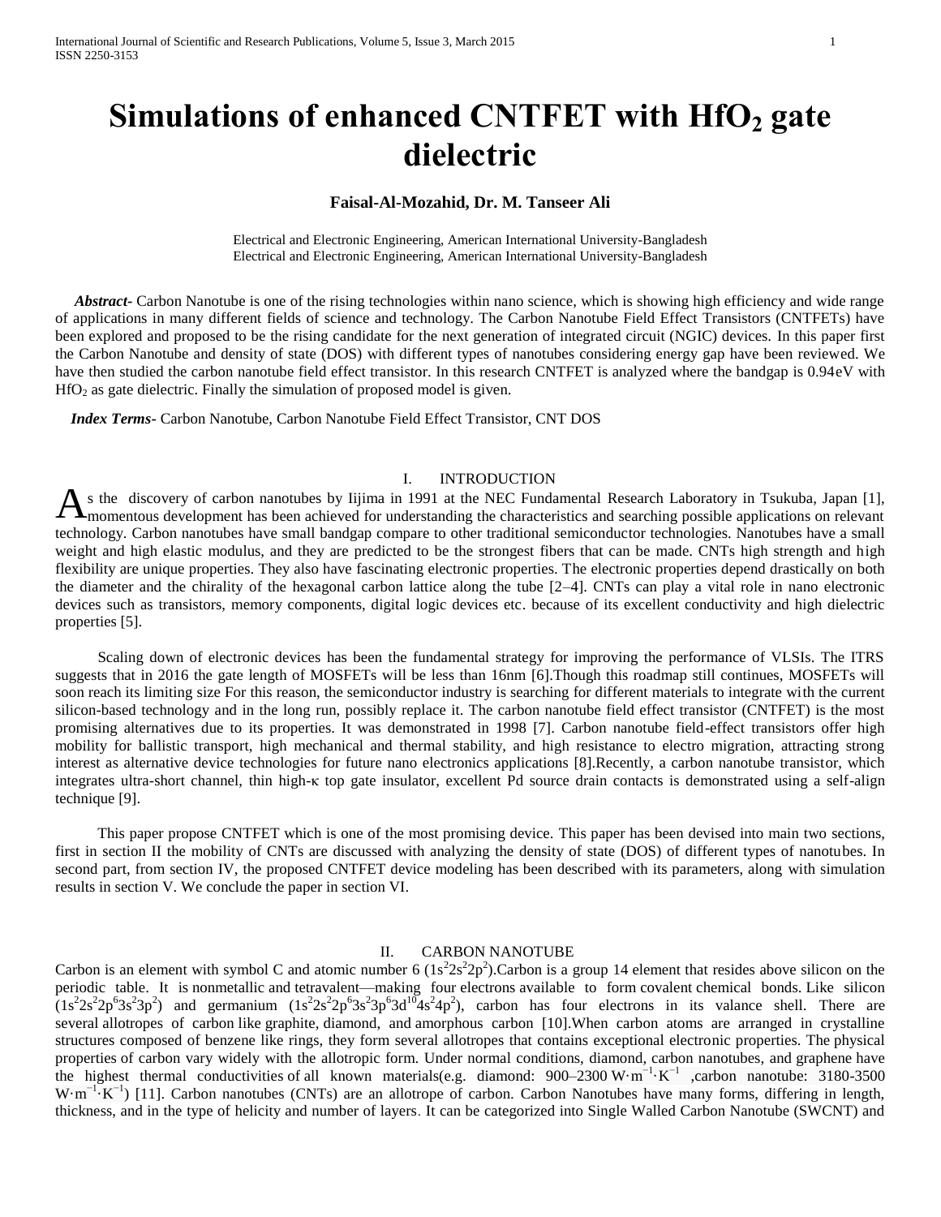# Simulations of enhanced CNTFET with $HfO_2$ gate dielectric

**Faisal-Al-Mozahid, Dr. M. Tanseer Ali**

Electrical and Electronic Engineering, American International University-Bangladesh
Electrical and Electronic Engineering, American International University-Bangladesh

***Abstract-*** Carbon Nanotube is one of the rising technologies within nano science, which is showing high efficiency and wide range of applications in many different fields of science and technology. The Carbon Nanotube Field Effect Transistors (CNTFETs) have been explored and proposed to be the rising candidate for the next generation of integrated circuit (NGIC) devices. In this paper first the Carbon Nanotube and density of state (DOS) with different types of nanotubes considering energy gap have been reviewed. We have then studied the carbon nanotube field effect transistor. In this research CNTFET is analyzed where the bandgap is 0.94eV with $HfO_2$ as gate dielectric. Finally the simulation of proposed model is given.

***Index Terms-*** Carbon Nanotube, Carbon Nanotube Field Effect Transistor, CNT DOS

## I. INTRODUCTION

As the discovery of carbon nanotubes by Iijima in 1991 at the NEC Fundamental Research Laboratory in Tsukuba, Japan [1], momentous development has been achieved for understanding the characteristics and searching possible applications on relevant technology. Carbon nanotubes have small bandgap compare to other traditional semiconductor technologies. Nanotubes have a small weight and high elastic modulus, and they are predicted to be the strongest fibers that can be made. CNTs high strength and high flexibility are unique properties. They also have fascinating electronic properties. The electronic properties depend drastically on both the diameter and the chirality of the hexagonal carbon lattice along the tube [2–4]. CNTs can play a vital role in nano electronic devices such as transistors, memory components, digital logic devices etc. because of its excellent conductivity and high dielectric properties [5].

Scaling down of electronic devices has been the fundamental strategy for improving the performance of VLSIs. The ITRS suggests that in 2016 the gate length of MOSFETs will be less than 16nm [6].Though this roadmap still continues, MOSFETs will soon reach its limiting size For this reason, the semiconductor industry is searching for different materials to integrate with the current silicon-based technology and in the long run, possibly replace it. The carbon nanotube field effect transistor (CNTFET) is the most promising alternatives due to its properties. It was demonstrated in 1998 [7]. Carbon nanotube field-effect transistors offer high mobility for ballistic transport, high mechanical and thermal stability, and high resistance to electro migration, attracting strong interest as alternative device technologies for future nano electronics applications [8].Recently, a carbon nanotube transistor, which integrates ultra-short channel, thin high-κ top gate insulator, excellent Pd source drain contacts is demonstrated using a self-align technique [9].

This paper propose CNTFET which is one of the most promising device. This paper has been devised into main two sections, first in section II the mobility of CNTs are discussed with analyzing the density of state (DOS) of different types of nanotubes. In second part, from section IV, the proposed CNTFET device modeling has been described with its parameters, along with simulation results in section V. We conclude the paper in section VI.

## II. CARBON NANOTUBE

Carbon is an element with symbol C and atomic number 6 ($1s^2 2s^2 2p^2$).Carbon is a group 14 element that resides above silicon on the periodic table. It is nonmetallic and tetravalent—making four electrons available to form covalent chemical bonds. Like silicon ($1s^2 2s^2 2p^6 3s^2 3p^2$) and germanium ($1s^2 2s^2 2p^6 3s^2 3p^6 3d^{10} 4s^2 4p^2$), carbon has four electrons in its valance shell. There are several allotropes of carbon like graphite, diamond, and amorphous carbon [10].When carbon atoms are arranged in crystalline structures composed of benzene like rings, they form several allotropes that contains exceptional electronic properties. The physical properties of carbon vary widely with the allotropic form. Under normal conditions, diamond, carbon nanotubes, and graphene have the highest thermal conductivities of all known materials(e.g. diamond: 900–2300 $W \cdot m^{-1} \cdot K^{-1}$ ,carbon nanotube: 3180-3500 $W \cdot m^{-1} \cdot K^{-1}$) [11]. Carbon nanotubes (CNTs) are an allotrope of carbon. Carbon Nanotubes have many forms, differing in length, thickness, and in the type of helicity and number of layers. It can be categorized into Single Walled Carbon Nanotube (SWCNT) and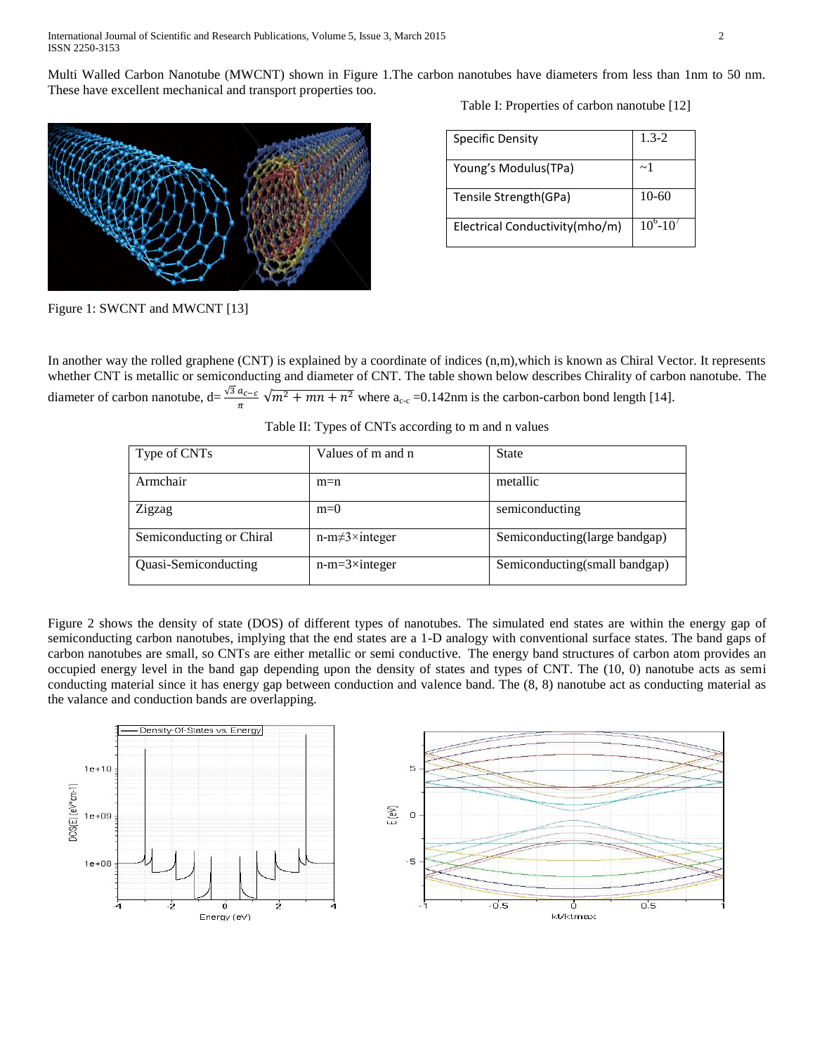Multi Walled Carbon Nanotube (MWCNT) shown in Figure 1.The carbon nanotubes have diameters from less than 1nm to 50 nm. These have excellent mechanical and transport properties too.

Table I: Properties of carbon nanotube [12]

| Specific Density | 1.3-2 |
|---|---|
| Young's Modulus(TPa) | ~1 |
| Tensile Strength(GPa) | 10-60 |
| Electrical Conductivity(mho/m) | $10^6$-$10^7$ |

Figure 1: SWCNT and MWCNT [13]

In another way the rolled graphene (CNT) is explained by a coordinate of indices (n,m),which is known as Chiral Vector. It represents whether CNT is metallic or semiconducting and diameter of CNT. The table shown below describes Chirality of carbon nanotube. The diameter of carbon nanotube, d= $\frac{\sqrt{3}\, a_{c-c}}{\pi}\sqrt{m^2+mn+n^2}$ where $a_{c-c}$ =0.142nm is the carbon-carbon bond length [14].

Table II: Types of CNTs according to m and n values

| Type of CNTs | Values of m and n | State |
|---|---|---|
| Armchair | m=n | metallic |
| Zigzag | m=0 | semiconducting |
| Semiconducting or Chiral | n-m≠3×integer | Semiconducting(large bandgap) |
| Quasi-Semiconducting | n-m=3×integer | Semiconducting(small bandgap) |

Figure 2 shows the density of state (DOS) of different types of nanotubes. The simulated end states are within the energy gap of semiconducting carbon nanotubes, implying that the end states are a 1-D analogy with conventional surface states. The band gaps of carbon nanotubes are small, so CNTs are either metallic or semi conductive. The energy band structures of carbon atom provides an occupied energy level in the band gap depending upon the density of states and types of CNT. The (10, 0) nanotube acts as semi conducting material since it has energy gap between conduction and valence band. The (8, 8) nanotube act as conducting material as the valance and conduction bands are overlapping.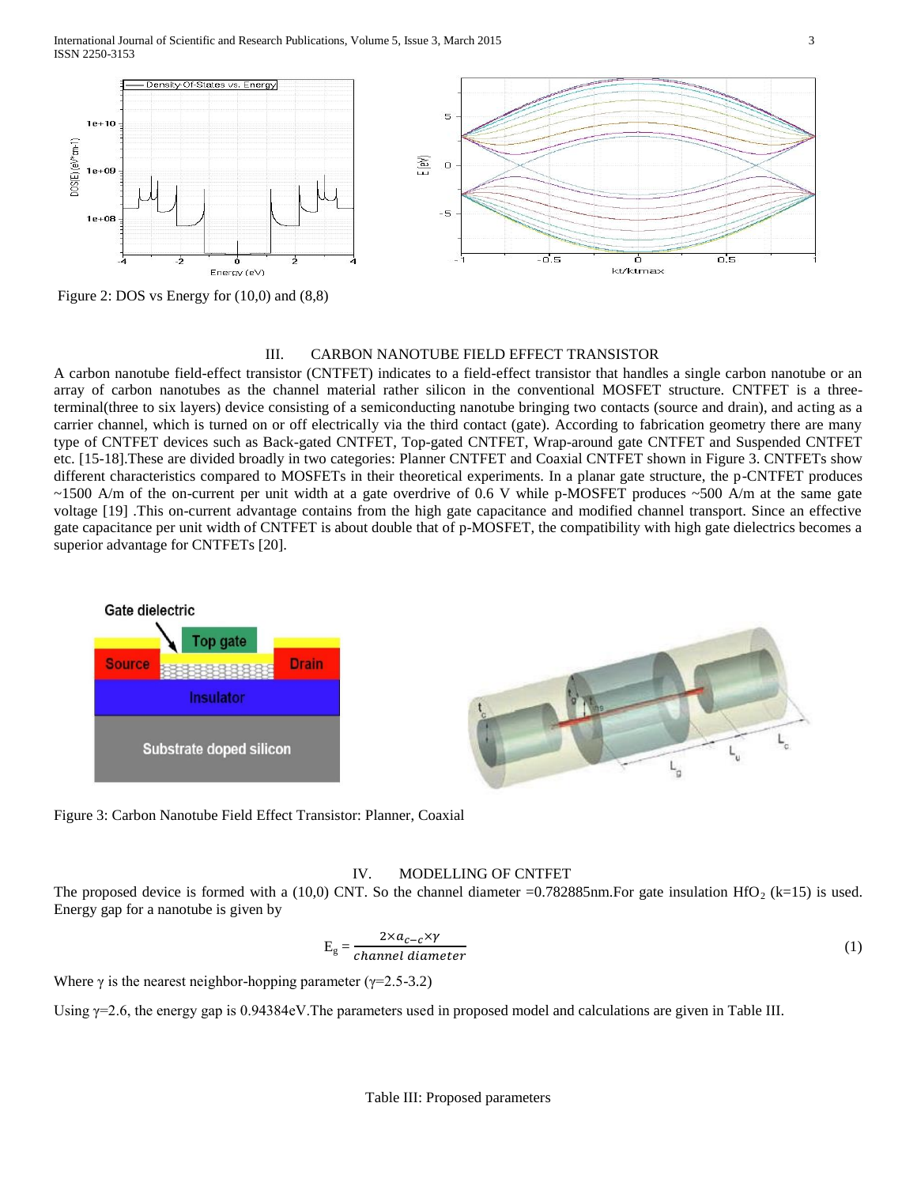Figure 2: DOS vs Energy for (10,0) and (8,8)

## III. CARBON NANOTUBE FIELD EFFECT TRANSISTOR

A carbon nanotube field-effect transistor (CNTFET) indicates to a field-effect transistor that handles a single carbon nanotube or an array of carbon nanotubes as the channel material rather silicon in the conventional MOSFET structure. CNTFET is a three-terminal(three to six layers) device consisting of a semiconducting nanotube bringing two contacts (source and drain), and acting as a carrier channel, which is turned on or off electrically via the third contact (gate). According to fabrication geometry there are many type of CNTFET devices such as Back-gated CNTFET, Top-gated CNTFET, Wrap-around gate CNTFET and Suspended CNTFET etc. [15-18].These are divided broadly in two categories: Planner CNTFET and Coaxial CNTFET shown in Figure 3. CNTFETs show different characteristics compared to MOSFETs in their theoretical experiments. In a planar gate structure, the p-CNTFET produces ~1500 A/m of the on-current per unit width at a gate overdrive of 0.6 V while p-MOSFET produces ~500 A/m at the same gate voltage [19] .This on-current advantage contains from the high gate capacitance and modified channel transport. Since an effective gate capacitance per unit width of CNTFET is about double that of p-MOSFET, the compatibility with high gate dielectrics becomes a superior advantage for CNTFETs [20].

Figure 3: Carbon Nanotube Field Effect Transistor: Planner, Coaxial

## IV. MODELLING OF CNTFET

The proposed device is formed with a (10,0) CNT. So the channel diameter =0.782885nm.For gate insulation $HfO_2$ (k=15) is used. Energy gap for a nanotube is given by

$$E_g = \frac{2 \times a_{c-c} \times \gamma}{channel\ diameter} \tag{1}$$

Where $\gamma$ is the nearest neighbor-hopping parameter ($\gamma$=2.5-3.2)

Using $\gamma$=2.6, the energy gap is 0.94384eV.The parameters used in proposed model and calculations are given in Table III.

Table III: Proposed parameters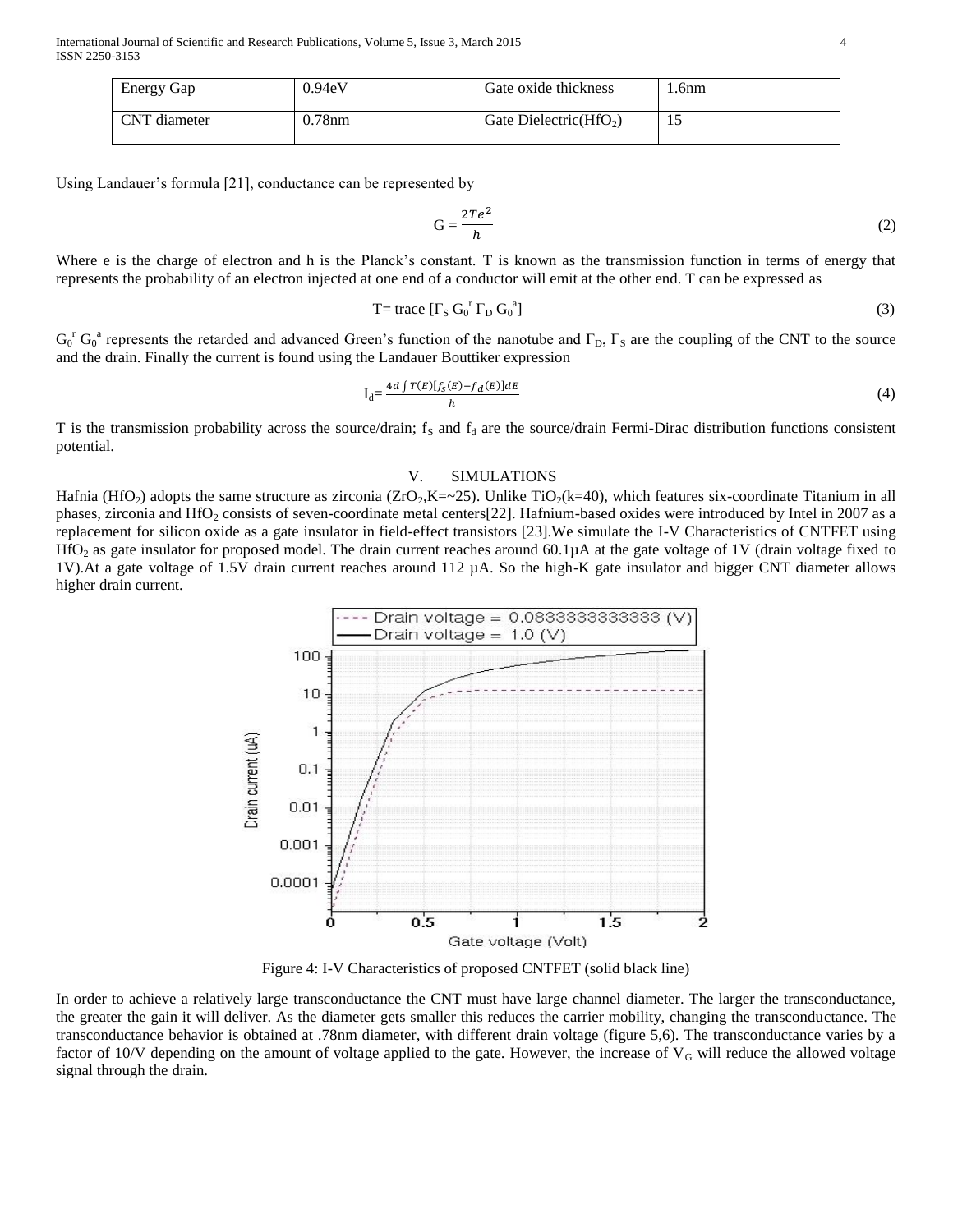| Energy Gap | 0.94eV | Gate oxide thickness | 1.6nm |
|---|---|---|---|
| CNT diameter | 0.78nm | Gate Dielectric($HfO_2$) | 15 |

Using Landauer's formula [21], conductance can be represented by

$$G = \frac{2Te^2}{h} \tag{2}$$

Where e is the charge of electron and h is the Planck's constant. T is known as the transmission function in terms of energy that represents the probability of an electron injected at one end of a conductor will emit at the other end. T can be expressed as

$$T = \text{trace}\,[\Gamma_S\, G_0^r\, \Gamma_D\, G_0^a] \tag{3}$$

$G_0^r$ $G_0^a$ represents the retarded and advanced Green's function of the nanotube and $\Gamma_D$, $\Gamma_S$ are the coupling of the CNT to the source and the drain. Finally the current is found using the Landauer Bouttiker expression

$$I_d = \frac{4d \int T(E)[f_s(E) - f_d(E)]dE}{h} \tag{4}$$

T is the transmission probability across the source/drain; $f_S$ and $f_d$ are the source/drain Fermi-Dirac distribution functions consistent potential.

## V. SIMULATIONS

Hafnia ($HfO_2$) adopts the same structure as zirconia ($ZrO_2$,K=~25). Unlike $TiO_2$(k=40), which features six-coordinate Titanium in all phases, zirconia and $HfO_2$ consists of seven-coordinate metal centers[22]. Hafnium-based oxides were introduced by Intel in 2007 as a replacement for silicon oxide as a gate insulator in field-effect transistors [23].We simulate the I-V Characteristics of CNTFET using $HfO_2$ as gate insulator for proposed model. The drain current reaches around 60.1µA at the gate voltage of 1V (drain voltage fixed to 1V).At a gate voltage of 1.5V drain current reaches around 112 µA. So the high-K gate insulator and bigger CNT diameter allows higher drain current.

Figure 4: I-V Characteristics of proposed CNTFET (solid black line)

In order to achieve a relatively large transconductance the CNT must have large channel diameter. The larger the transconductance, the greater the gain it will deliver. As the diameter gets smaller this reduces the carrier mobility, changing the transconductance. The transconductance behavior is obtained at .78nm diameter, with different drain voltage (figure 5,6). The transconductance varies by a factor of 10/V depending on the amount of voltage applied to the gate. However, the increase of $V_G$ will reduce the allowed voltage signal through the drain.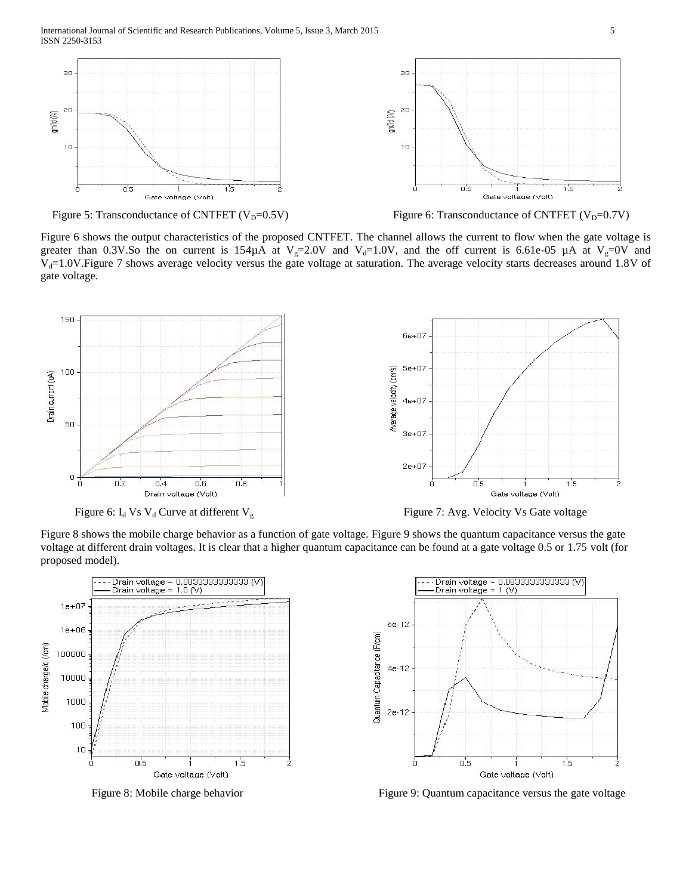Figure 5: Transconductance of CNTFET ($V_D$=0.5V)

Figure 6: Transconductance of CNTFET ($V_D$=0.7V)

Figure 6 shows the output characteristics of the proposed CNTFET. The channel allows the current to flow when the gate voltage is greater than 0.3V.So the on current is 154µA at $V_g$=2.0V and $V_d$=1.0V, and the off current is 6.61e-05 µA at $V_g$=0V and $V_d$=1.0V.Figure 7 shows average velocity versus the gate voltage at saturation. The average velocity starts decreases around 1.8V of gate voltage.

Figure 6: $I_d$ Vs $V_d$ Curve at different $V_g$

Figure 7: Avg. Velocity Vs Gate voltage

Figure 8 shows the mobile charge behavior as a function of gate voltage. Figure 9 shows the quantum capacitance versus the gate voltage at different drain voltages. It is clear that a higher quantum capacitance can be found at a gate voltage 0.5 or 1.75 volt (for proposed model).

Figure 8: Mobile charge behavior

Figure 9: Quantum capacitance versus the gate voltage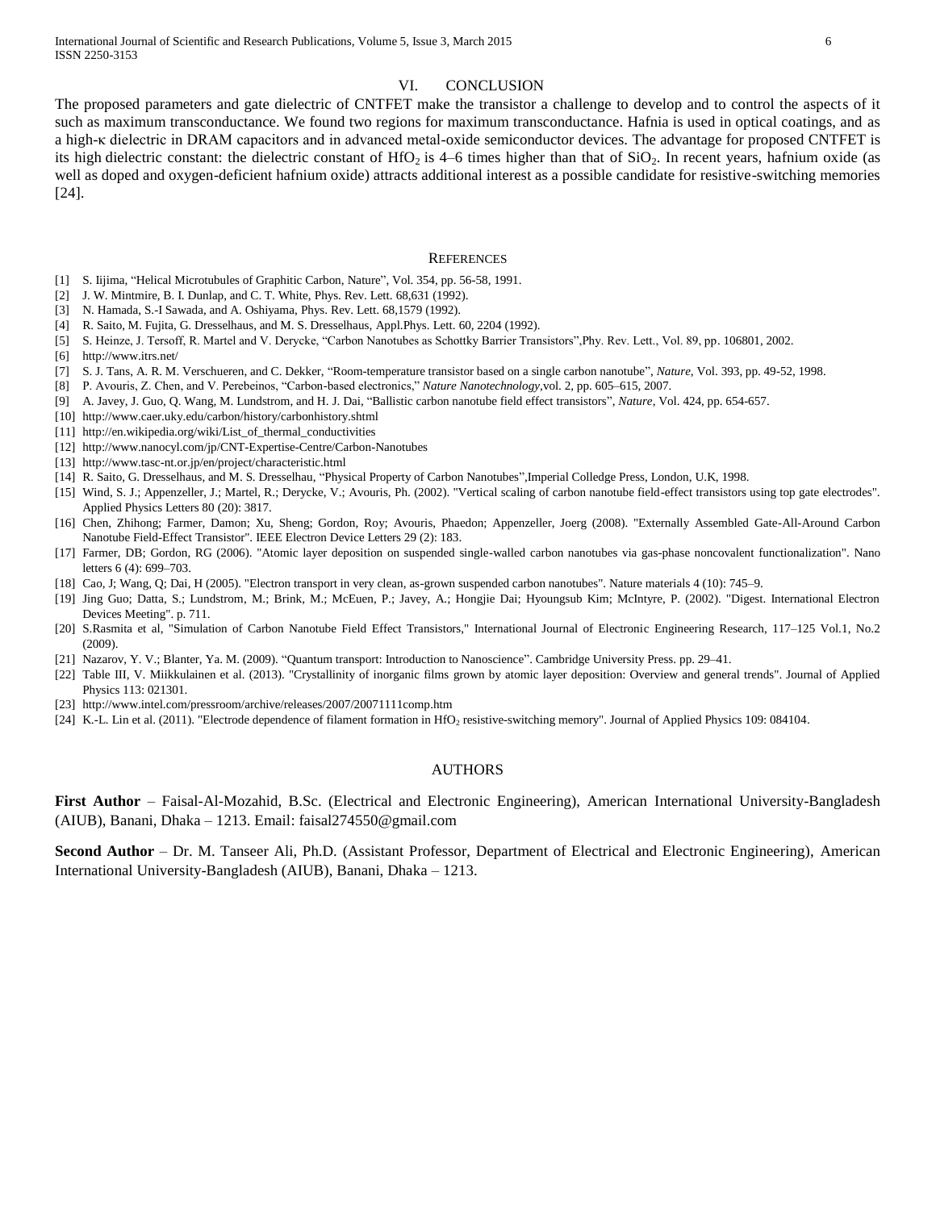## VI. CONCLUSION

The proposed parameters and gate dielectric of CNTFET make the transistor a challenge to develop and to control the aspects of it such as maximum transconductance. We found two regions for maximum transconductance. Hafnia is used in optical coatings, and as a high-κ dielectric in DRAM capacitors and in advanced metal-oxide semiconductor devices. The advantage for proposed CNTFET is its high dielectric constant: the dielectric constant of $HfO_2$ is 4–6 times higher than that of $SiO_2$. In recent years, hafnium oxide (as well as doped and oxygen-deficient hafnium oxide) attracts additional interest as a possible candidate for resistive-switching memories [24].

## REFERENCES

[1] S. Iijima, "Helical Microtubules of Graphitic Carbon, Nature", Vol. 354, pp. 56-58, 1991.
[2] J. W. Mintmire, B. I. Dunlap, and C. T. White, Phys. Rev. Lett. 68,631 (1992).
[3] N. Hamada, S.-I Sawada, and A. Oshiyama, Phys. Rev. Lett. 68,1579 (1992).
[4] R. Saito, M. Fujita, G. Dresselhaus, and M. S. Dresselhaus, Appl.Phys. Lett. 60, 2204 (1992).
[5] S. Heinze, J. Tersoff, R. Martel and V. Derycke, "Carbon Nanotubes as Schottky Barrier Transistors",Phy. Rev. Lett., Vol. 89, pp. 106801, 2002.
[6] http://www.itrs.net/
[7] S. J. Tans, A. R. M. Verschueren, and C. Dekker, "Room-temperature transistor based on a single carbon nanotube", *Nature*, Vol. 393, pp. 49-52, 1998.
[8] P. Avouris, Z. Chen, and V. Perebeinos, "Carbon-based electronics," *Nature Nanotechnology*,vol. 2, pp. 605–615, 2007.
[9] A. Javey, J. Guo, Q. Wang, M. Lundstrom, and H. J. Dai, "Ballistic carbon nanotube field effect transistors", *Nature*, Vol. 424, pp. 654-657.
[10] http://www.caer.uky.edu/carbon/history/carbonhistory.shtml
[11] http://en.wikipedia.org/wiki/List_of_thermal_conductivities
[12] http://www.nanocyl.com/jp/CNT-Expertise-Centre/Carbon-Nanotubes
[13] http://www.tasc-nt.or.jp/en/project/characteristic.html
[14] R. Saito, G. Dresselhaus, and M. S. Dresselhau, "Physical Property of Carbon Nanotubes",Imperial Colledge Press, London, U.K, 1998.
[15] Wind, S. J.; Appenzeller, J.; Martel, R.; Derycke, V.; Avouris, Ph. (2002). "Vertical scaling of carbon nanotube field-effect transistors using top gate electrodes". Applied Physics Letters 80 (20): 3817.
[16] Chen, Zhihong; Farmer, Damon; Xu, Sheng; Gordon, Roy; Avouris, Phaedon; Appenzeller, Joerg (2008). "Externally Assembled Gate-All-Around Carbon Nanotube Field-Effect Transistor". IEEE Electron Device Letters 29 (2): 183.
[17] Farmer, DB; Gordon, RG (2006). "Atomic layer deposition on suspended single-walled carbon nanotubes via gas-phase noncovalent functionalization". Nano letters 6 (4): 699–703.
[18] Cao, J; Wang, Q; Dai, H (2005). "Electron transport in very clean, as-grown suspended carbon nanotubes". Nature materials 4 (10): 745–9.
[19] Jing Guo; Datta, S.; Lundstrom, M.; Brink, M.; McEuen, P.; Javey, A.; Hongjie Dai; Hyoungsub Kim; McIntyre, P. (2002). "Digest. International Electron Devices Meeting". p. 711.
[20] S.Rasmita et al, "Simulation of Carbon Nanotube Field Effect Transistors," International Journal of Electronic Engineering Research, 117–125 Vol.1, No.2 (2009).
[21] Nazarov, Y. V.; Blanter, Ya. M. (2009). "Quantum transport: Introduction to Nanoscience". Cambridge University Press. pp. 29–41.
[22] Table III, V. Miikkulainen et al. (2013). "Crystallinity of inorganic films grown by atomic layer deposition: Overview and general trends". Journal of Applied Physics 113: 021301.
[23] http://www.intel.com/pressroom/archive/releases/2007/20071111comp.htm
[24] K.-L. Lin et al. (2011). "Electrode dependence of filament formation in $HfO_2$ resistive-switching memory". Journal of Applied Physics 109: 084104.

## AUTHORS

**First Author** – Faisal-Al-Mozahid, B.Sc. (Electrical and Electronic Engineering), American International University-Bangladesh (AIUB), Banani, Dhaka – 1213. Email: faisal274550@gmail.com

**Second Author** – Dr. M. Tanseer Ali, Ph.D. (Assistant Professor, Department of Electrical and Electronic Engineering), American International University-Bangladesh (AIUB), Banani, Dhaka – 1213.